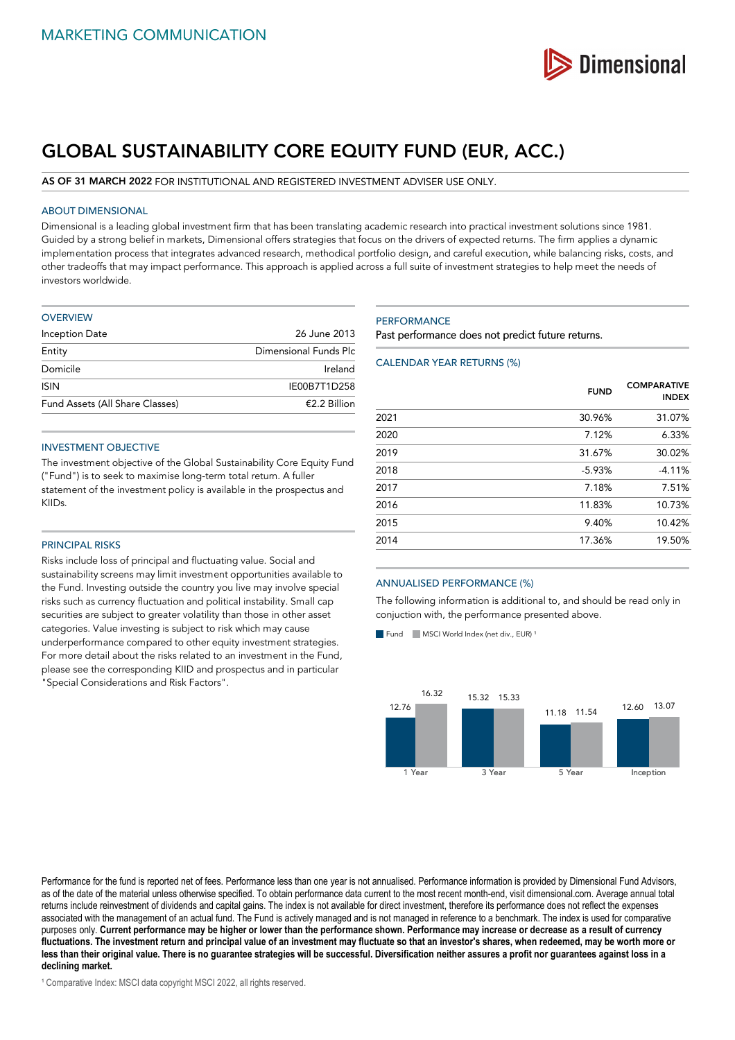MARKETING COMMUNICATION

# GLOBAL SUSTAINABILITY CORE EQUITY FUND (EUR, ACC.)

**AS OF 31 MARCH 2022** FOR INSTITUTIONAL AND REGISTERED INVESTMENT ADVISER USE ONLY.

## ABOUT DIMENSIONAL

Dimensional is a leading global investment firm that has been translating academic research into practical investment solutions since 1981. Guided by a strong belief in markets, Dimensional offers strategies that focus on the drivers of expected returns. The firm applies a dynamic implementation process that integrates advanced research, methodical portfolio design, and careful execution, while balancing risks, costs, and other tradeoffs that may impact performance. This approach is applied across a full suite of investment strategies to help meet the needs of investors worldwide.

## OVERVIEW

| | |
|---|---|
| Inception Date | 26 June 2013 |
| Entity | Dimensional Funds Plc |
| Domicile | Ireland |
| ISIN | IE00B7T1D258 |
| Fund Assets (All Share Classes) | €2.2 Billion |

## INVESTMENT OBJECTIVE

The investment objective of the Global Sustainability Core Equity Fund ("Fund") is to seek to maximise long-term total return. A fuller statement of the investment policy is available in the prospectus and KIIDs.

## PRINCIPAL RISKS

Risks include loss of principal and fluctuating value. Social and sustainability screens may limit investment opportunities available to the Fund. Investing outside the country you live may involve special risks such as currency fluctuation and political instability. Small cap securities are subject to greater volatility than those in other asset categories. Value investing is subject to risk which may cause underperformance compared to other equity investment strategies. For more detail about the risks related to an investment in the Fund, please see the corresponding KIID and prospectus and in particular "Special Considerations and Risk Factors".

## PERFORMANCE

Past performance does not predict future returns.

### CALENDAR YEAR RETURNS (%)

| | FUND | COMPARATIVE INDEX |
|---|---|---|
| 2021 | 30.96% | 31.07% |
| 2020 | 7.12% | 6.33% |
| 2019 | 31.67% | 30.02% |
| 2018 | -5.93% | -4.11% |
| 2017 | 7.18% | 7.51% |
| 2016 | 11.83% | 10.73% |
| 2015 | 9.40% | 10.42% |
| 2014 | 17.36% | 19.50% |

### ANNUALISED PERFORMANCE (%)

The following information is additional to, and should be read only in conjuction with, the performance presented above.

| | Fund | MSCI World Index (net div., EUR) [1] |
|---|---|---|
| 1 Year | 12.76 | 16.32 |
| 3 Year | 15.32 | 15.33 |
| 5 Year | 11.18 | 11.54 |
| Inception | 12.60 | 13.07 |

Performance for the fund is reported net of fees. Performance less than one year is not annualised. Performance information is provided by Dimensional Fund Advisors, as of the date of the material unless otherwise specified. To obtain performance data current to the most recent month-end, visit dimensional.com. Average annual total returns include reinvestment of dividends and capital gains. The index is not available for direct investment, therefore its performance does not reflect the expenses associated with the management of an actual fund. The Fund is actively managed and is not managed in reference to a benchmark. The index is used for comparative purposes only. **Current performance may be higher or lower than the performance shown. Performance may increase or decrease as a result of currency fluctuations. The investment return and principal value of an investment may fluctuate so that an investor's shares, when redeemed, may be worth more or less than their original value. There is no guarantee strategies will be successful. Diversification neither assures a profit nor guarantees against loss in a declining market.**

[1] Comparative Index: MSCI data copyright MSCI 2022, all rights reserved.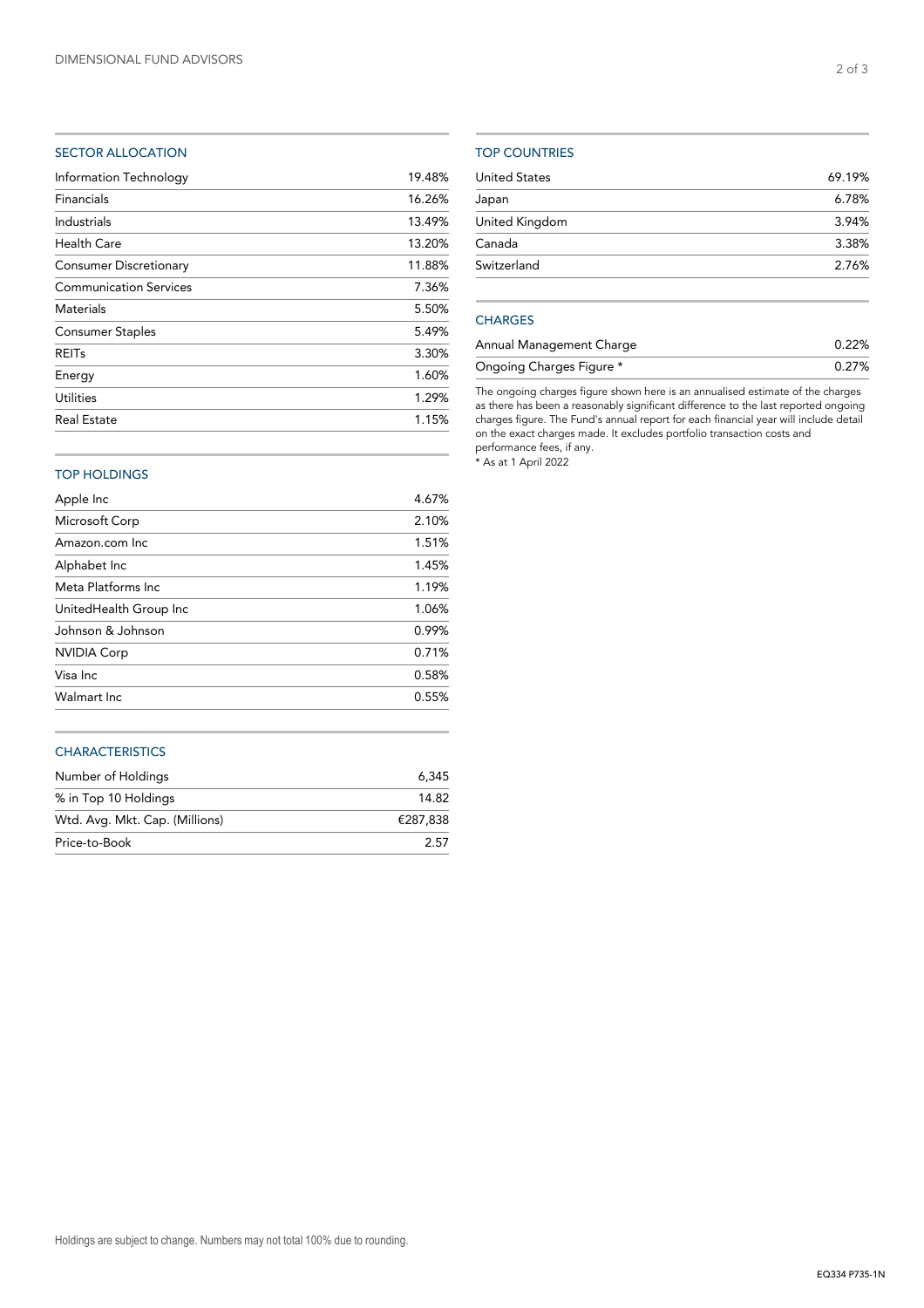## SECTOR ALLOCATION

| Sector | Allocation |
|---|---|
| Information Technology | 19.48% |
| Financials | 16.26% |
| Industrials | 13.49% |
| Health Care | 13.20% |
| Consumer Discretionary | 11.88% |
| Communication Services | 7.36% |
| Materials | 5.50% |
| Consumer Staples | 5.49% |
| REITs | 3.30% |
| Energy | 1.60% |
| Utilities | 1.29% |
| Real Estate | 1.15% |

## TOP HOLDINGS

| Holding | Weight |
|---|---|
| Apple Inc | 4.67% |
| Microsoft Corp | 2.10% |
| Amazon.com Inc | 1.51% |
| Alphabet Inc | 1.45% |
| Meta Platforms Inc | 1.19% |
| UnitedHealth Group Inc | 1.06% |
| Johnson & Johnson | 0.99% |
| NVIDIA Corp | 0.71% |
| Visa Inc | 0.58% |
| Walmart Inc | 0.55% |

## CHARACTERISTICS

| Characteristic | Value |
|---|---|
| Number of Holdings | 6,345 |
| % in Top 10 Holdings | 14.82 |
| Wtd. Avg. Mkt. Cap. (Millions) | €287,838 |
| Price-to-Book | 2.57 |

## TOP COUNTRIES

| Country | Weight |
|---|---|
| United States | 69.19% |
| Japan | 6.78% |
| United Kingdom | 3.94% |
| Canada | 3.38% |
| Switzerland | 2.76% |

## CHARGES

| Charge | Value |
|---|---|
| Annual Management Charge | 0.22% |
| Ongoing Charges Figure * | 0.27% |

The ongoing charges figure shown here is an annualised estimate of the charges as there has been a reasonably significant difference to the last reported ongoing charges figure. The Fund's annual report for each financial year will include detail on the exact charges made. It excludes portfolio transaction costs and performance fees, if any.

* As at 1 April 2022

Holdings are subject to change. Numbers may not total 100% due to rounding.

EQ334 P735-1N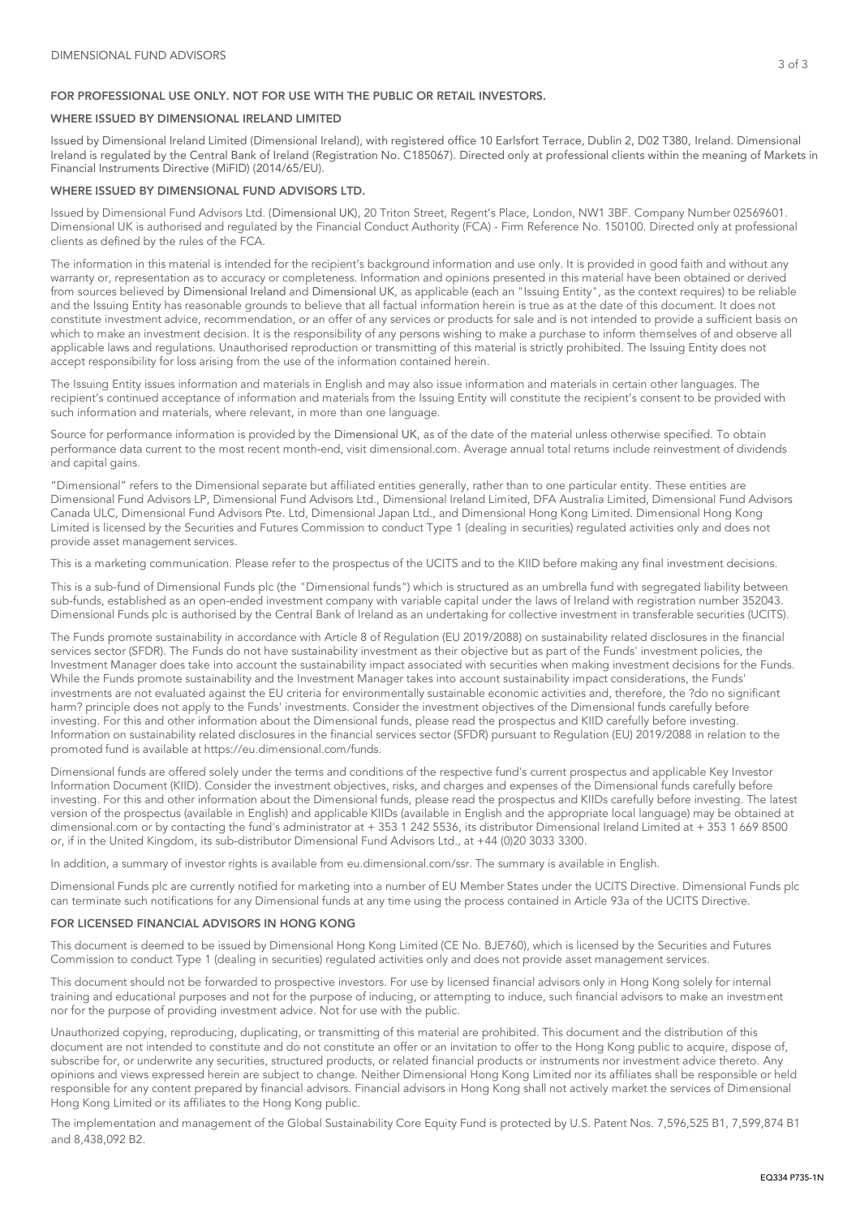**FOR PROFESSIONAL USE ONLY. NOT FOR USE WITH THE PUBLIC OR RETAIL INVESTORS.**

**WHERE ISSUED BY DIMENSIONAL IRELAND LIMITED**

Issued by Dimensional Ireland Limited (Dimensional Ireland), with registered office 10 Earlsfort Terrace, Dublin 2, D02 T380, Ireland. Dimensional Ireland is regulated by the Central Bank of Ireland (Registration No. C185067). Directed only at professional clients within the meaning of Markets in Financial Instruments Directive (MiFID) (2014/65/EU).

**WHERE ISSUED BY DIMENSIONAL FUND ADVISORS LTD.**

Issued by Dimensional Fund Advisors Ltd. (Dimensional UK), 20 Triton Street, Regent's Place, London, NW1 3BF. Company Number 02569601. Dimensional UK is authorised and regulated by the Financial Conduct Authority (FCA) - Firm Reference No. 150100. Directed only at professional clients as defined by the rules of the FCA.

The information in this material is intended for the recipient's background information and use only. It is provided in good faith and without any warranty or, representation as to accuracy or completeness. Information and opinions presented in this material have been obtained or derived from sources believed by Dimensional Ireland and Dimensional UK, as applicable (each an "Issuing Entity", as the context requires) to be reliable and the Issuing Entity has reasonable grounds to believe that all factual information herein is true as at the date of this document. It does not constitute investment advice, recommendation, or an offer of any services or products for sale and is not intended to provide a sufficient basis on which to make an investment decision. It is the responsibility of any persons wishing to make a purchase to inform themselves of and observe all applicable laws and regulations. Unauthorised reproduction or transmitting of this material is strictly prohibited. The Issuing Entity does not accept responsibility for loss arising from the use of the information contained herein.

The Issuing Entity issues information and materials in English and may also issue information and materials in certain other languages. The recipient's continued acceptance of information and materials from the Issuing Entity will constitute the recipient's consent to be provided with such information and materials, where relevant, in more than one language.

Source for performance information is provided by the Dimensional UK, as of the date of the material unless otherwise specified. To obtain performance data current to the most recent month-end, visit dimensional.com. Average annual total returns include reinvestment of dividends and capital gains.

"Dimensional" refers to the Dimensional separate but affiliated entities generally, rather than to one particular entity. These entities are Dimensional Fund Advisors LP, Dimensional Fund Advisors Ltd., Dimensional Ireland Limited, DFA Australia Limited, Dimensional Fund Advisors Canada ULC, Dimensional Fund Advisors Pte. Ltd, Dimensional Japan Ltd., and Dimensional Hong Kong Limited. Dimensional Hong Kong Limited is licensed by the Securities and Futures Commission to conduct Type 1 (dealing in securities) regulated activities only and does not provide asset management services.

This is a marketing communication. Please refer to the prospectus of the UCITS and to the KIID before making any final investment decisions.

This is a sub-fund of Dimensional Funds plc (the "Dimensional funds") which is structured as an umbrella fund with segregated liability between sub-funds, established as an open-ended investment company with variable capital under the laws of Ireland with registration number 352043. Dimensional Funds plc is authorised by the Central Bank of Ireland as an undertaking for collective investment in transferable securities (UCITS).

The Funds promote sustainability in accordance with Article 8 of Regulation (EU 2019/2088) on sustainability related disclosures in the financial services sector (SFDR). The Funds do not have sustainability investment as their objective but as part of the Funds' investment policies, the Investment Manager does take into account the sustainability impact associated with securities when making investment decisions for the Funds. While the Funds promote sustainability and the Investment Manager takes into account sustainability impact considerations, the Funds' investments are not evaluated against the EU criteria for environmentally sustainable economic activities and, therefore, the ?do no significant harm? principle does not apply to the Funds' investments. Consider the investment objectives of the Dimensional funds carefully before investing. For this and other information about the Dimensional funds, please read the prospectus and KIID carefully before investing. Information on sustainability related disclosures in the financial services sector (SFDR) pursuant to Regulation (EU) 2019/2088 in relation to the promoted fund is available at https://eu.dimensional.com/funds.

Dimensional funds are offered solely under the terms and conditions of the respective fund's current prospectus and applicable Key Investor Information Document (KIID). Consider the investment objectives, risks, and charges and expenses of the Dimensional funds carefully before investing. For this and other information about the Dimensional funds, please read the prospectus and KIIDs carefully before investing. The latest version of the prospectus (available in English) and applicable KIIDs (available in English and the appropriate local language) may be obtained at dimensional.com or by contacting the fund's administrator at + 353 1 242 5536, its distributor Dimensional Ireland Limited at + 353 1 669 8500 or, if in the United Kingdom, its sub-distributor Dimensional Fund Advisors Ltd., at +44 (0)20 3033 3300.

In addition, a summary of investor rights is available from eu.dimensional.com/ssr. The summary is available in English.

Dimensional Funds plc are currently notified for marketing into a number of EU Member States under the UCITS Directive. Dimensional Funds plc can terminate such notifications for any Dimensional funds at any time using the process contained in Article 93a of the UCITS Directive.

**FOR LICENSED FINANCIAL ADVISORS IN HONG KONG**

This document is deemed to be issued by Dimensional Hong Kong Limited (CE No. BJE760), which is licensed by the Securities and Futures Commission to conduct Type 1 (dealing in securities) regulated activities only and does not provide asset management services.

This document should not be forwarded to prospective investors. For use by licensed financial advisors only in Hong Kong solely for internal training and educational purposes and not for the purpose of inducing, or attempting to induce, such financial advisors to make an investment nor for the purpose of providing investment advice. Not for use with the public.

Unauthorized copying, reproducing, duplicating, or transmitting of this material are prohibited. This document and the distribution of this document are not intended to constitute and do not constitute an offer or an invitation to offer to the Hong Kong public to acquire, dispose of, subscribe for, or underwrite any securities, structured products, or related financial products or instruments nor investment advice thereto. Any opinions and views expressed herein are subject to change. Neither Dimensional Hong Kong Limited nor its affiliates shall be responsible or held responsible for any content prepared by financial advisors. Financial advisors in Hong Kong shall not actively market the services of Dimensional Hong Kong Limited or its affiliates to the Hong Kong public.

The implementation and management of the Global Sustainability Core Equity Fund is protected by U.S. Patent Nos. 7,596,525 B1, 7,599,874 B1 and 8,438,092 B2.

EQ334 P735-1N